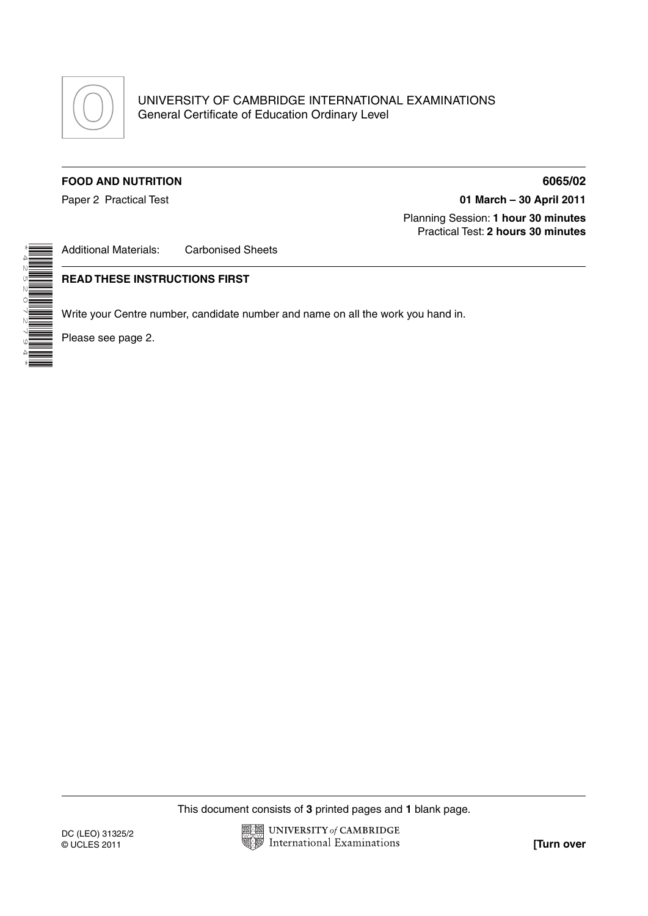UNIVERSITY OF CAMBRIDGE INTERNATIONAL EXAMINATIONS
General Certificate of Education Ordinary Level

**FOOD AND NUTRITION** **6065/02**

Paper 2 Practical Test **01 March – 30 April 2011**

Planning Session: **1 hour 30 minutes**
Practical Test: **2 hours 30 minutes**

Additional Materials: Carbonised Sheets

**READ THESE INSTRUCTIONS FIRST**

Write your Centre number, candidate number and name on all the work you hand in.

Please see page 2.

This document consists of **3** printed pages and **1** blank page.

DC (LEO) 31325/2
© UCLES 2011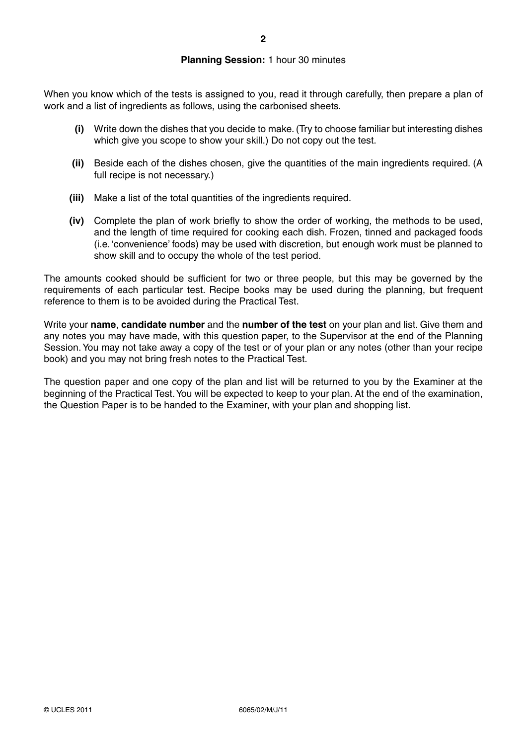**Planning Session:** 1 hour 30 minutes

When you know which of the tests is assigned to you, read it through carefully, then prepare a plan of work and a list of ingredients as follows, using the carbonised sheets.

- **(i)** Write down the dishes that you decide to make. (Try to choose familiar but interesting dishes which give you scope to show your skill.) Do not copy out the test.
- **(ii)** Beside each of the dishes chosen, give the quantities of the main ingredients required. (A full recipe is not necessary.)
- **(iii)** Make a list of the total quantities of the ingredients required.
- **(iv)** Complete the plan of work briefly to show the order of working, the methods to be used, and the length of time required for cooking each dish. Frozen, tinned and packaged foods (i.e. 'convenience' foods) may be used with discretion, but enough work must be planned to show skill and to occupy the whole of the test period.

The amounts cooked should be sufficient for two or three people, but this may be governed by the requirements of each particular test. Recipe books may be used during the planning, but frequent reference to them is to be avoided during the Practical Test.

Write your **name**, **candidate number** and the **number of the test** on your plan and list. Give them and any notes you may have made, with this question paper, to the Supervisor at the end of the Planning Session. You may not take away a copy of the test or of your plan or any notes (other than your recipe book) and you may not bring fresh notes to the Practical Test.

The question paper and one copy of the plan and list will be returned to you by the Examiner at the beginning of the Practical Test. You will be expected to keep to your plan. At the end of the examination, the Question Paper is to be handed to the Examiner, with your plan and shopping list.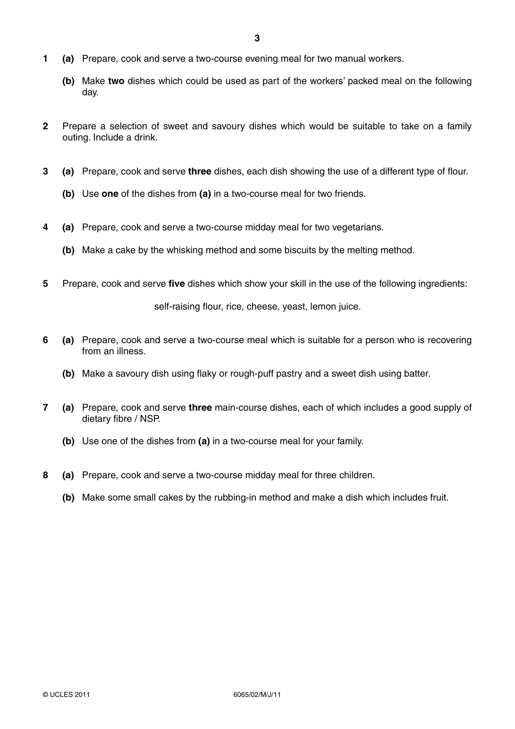**1** **(a)** Prepare, cook and serve a two-course evening meal for two manual workers.

**(b)** Make **two** dishes which could be used as part of the workers' packed meal on the following day.

**2** Prepare a selection of sweet and savoury dishes which would be suitable to take on a family outing. Include a drink.

**3** **(a)** Prepare, cook and serve **three** dishes, each dish showing the use of a different type of flour.

**(b)** Use **one** of the dishes from **(a)** in a two-course meal for two friends.

**4** **(a)** Prepare, cook and serve a two-course midday meal for two vegetarians.

**(b)** Make a cake by the whisking method and some biscuits by the melting method.

**5** Prepare, cook and serve **five** dishes which show your skill in the use of the following ingredients:

self-raising flour, rice, cheese, yeast, lemon juice.

**6** **(a)** Prepare, cook and serve a two-course meal which is suitable for a person who is recovering from an illness.

**(b)** Make a savoury dish using flaky or rough-puff pastry and a sweet dish using batter.

**7** **(a)** Prepare, cook and serve **three** main-course dishes, each of which includes a good supply of dietary fibre / NSP.

**(b)** Use one of the dishes from **(a)** in a two-course meal for your family.

**8** **(a)** Prepare, cook and serve a two-course midday meal for three children.

**(b)** Make some small cakes by the rubbing-in method and make a dish which includes fruit.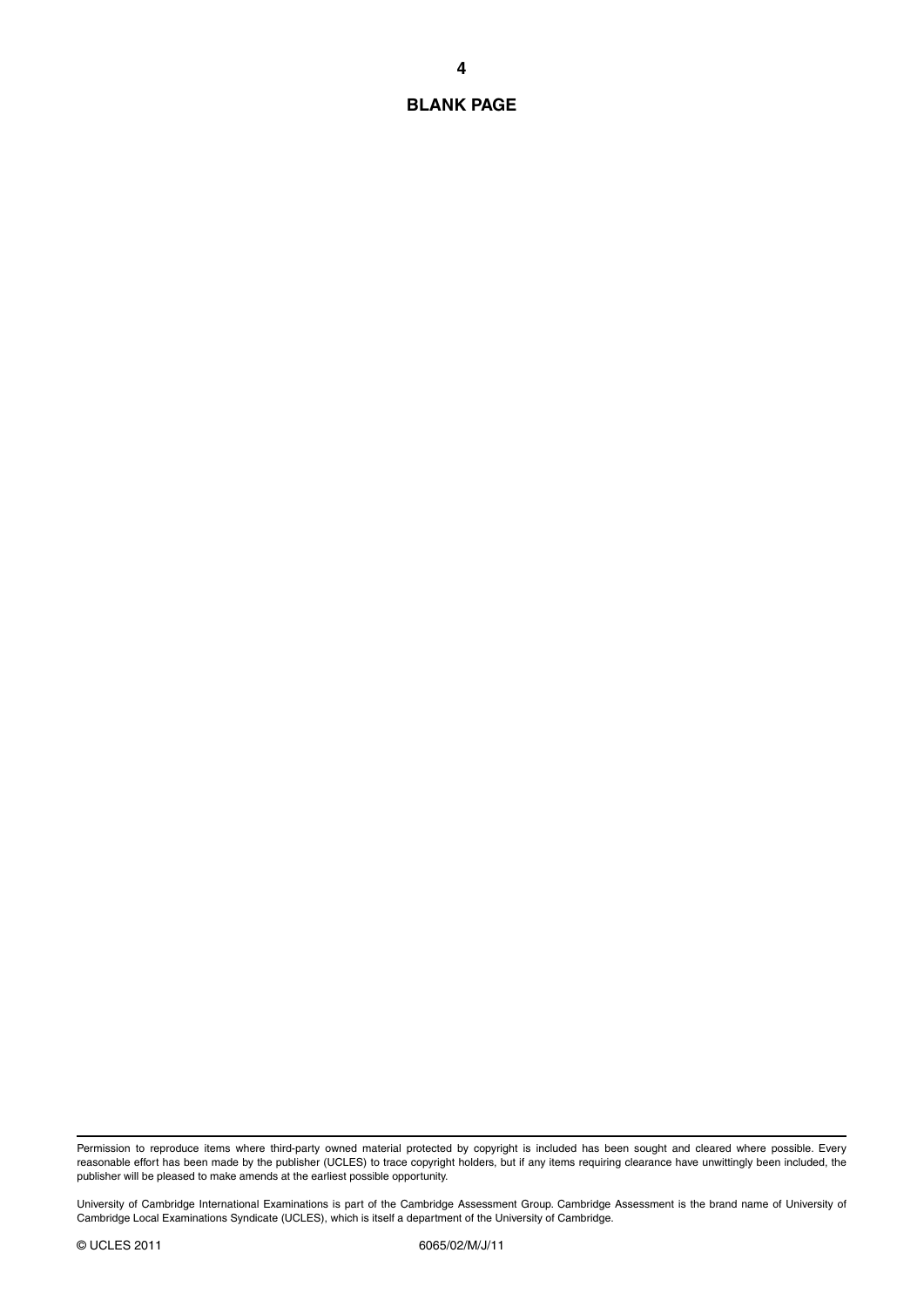**BLANK PAGE**

Permission to reproduce items where third-party owned material protected by copyright is included has been sought and cleared where possible. Every reasonable effort has been made by the publisher (UCLES) to trace copyright holders, but if any items requiring clearance have unwittingly been included, the publisher will be pleased to make amends at the earliest possible opportunity.

University of Cambridge International Examinations is part of the Cambridge Assessment Group. Cambridge Assessment is the brand name of University of Cambridge Local Examinations Syndicate (UCLES), which is itself a department of the University of Cambridge.